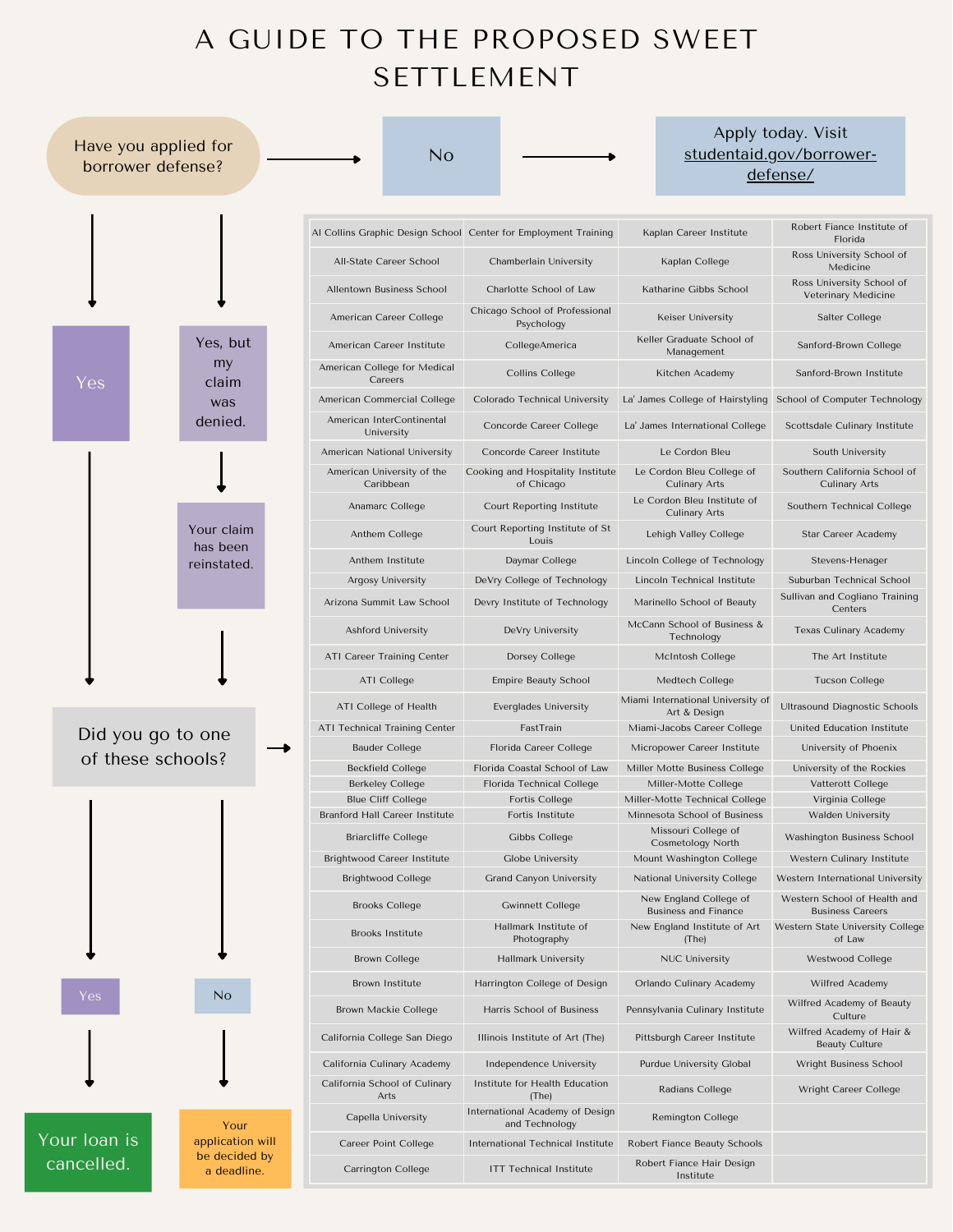# A GUIDE TO THE PROPOSED SWEET SETTLEMENT

Have you applied for borrower defense?

- **No** → Apply today. Visit studentaid.gov/borrower-defense/
- **Yes** → Did you go to one of these schools?
- **Yes, but my claim was denied.** → Your claim has been reinstated. → Did you go to one of these schools?

Did you go to one of these schools?

- **Yes** → Your loan is cancelled.
- **No** → Your application will be decided by a deadline.

| | | | |
|---|---|---|---|
| Al Collins Graphic Design School | Center for Employment Training | Kaplan Career Institute | Robert Fiance Institute of Florida |
| All-State Career School | Chamberlain University | Kaplan College | Ross University School of Medicine |
| Allentown Business School | Charlotte School of Law | Katharine Gibbs School | Ross University School of Veterinary Medicine |
| American Career College | Chicago School of Professional Psychology | Keiser University | Salter College |
| American Career Institute | CollegeAmerica | Keller Graduate School of Management | Sanford-Brown College |
| American College for Medical Careers | Collins College | Kitchen Academy | Sanford-Brown Institute |
| American Commercial College | Colorado Technical University | La' James College of Hairstyling | School of Computer Technology |
| American InterContinental University | Concorde Career College | La' James International College | Scottsdale Culinary Institute |
| American National University | Concorde Career Institute | Le Cordon Bleu | South University |
| American University of the Caribbean | Cooking and Hospitality Institute of Chicago | Le Cordon Bleu College of Culinary Arts | Southern California School of Culinary Arts |
| Anamarc College | Court Reporting Institute | Le Cordon Bleu Institute of Culinary Arts | Southern Technical College |
| Anthem College | Court Reporting Institute of St Louis | Lehigh Valley College | Star Career Academy |
| Anthem Institute | Daymar College | Lincoln College of Technology | Stevens-Henager |
| Argosy University | DeVry College of Technology | Lincoln Technical Institute | Suburban Technical School |
| Arizona Summit Law School | Devry Institute of Technology | Marinello School of Beauty | Sullivan and Cogliano Training Centers |
| Ashford University | DeVry University | McCann School of Business & Technology | Texas Culinary Academy |
| ATI Career Training Center | Dorsey College | McIntosh College | The Art Institute |
| ATI College | Empire Beauty School | Medtech College | Tucson College |
| ATI College of Health | Everglades University | Miami International University of Art & Design | Ultrasound Diagnostic Schools |
| ATI Technical Training Center | FastTrain | Miami-Jacobs Career College | United Education Institute |
| Bauder College | Florida Career College | Micropower Career Institute | University of Phoenix |
| Beckfield College | Florida Coastal School of Law | Miller Motte Business College | University of the Rockies |
| Berkeley College | Florida Technical College | Miller-Motte College | Vatterott College |
| Blue Cliff College | Fortis College | Miller-Motte Technical College | Virginia College |
| Branford Hall Career Institute | Fortis Institute | Minnesota School of Business | Walden University |
| Briarcliffe College | Gibbs College | Missouri College of Cosmetology North | Washington Business School |
| Brightwood Career Institute | Globe University | Mount Washington College | Western Culinary Institute |
| Brightwood College | Grand Canyon University | National University College | Western International University |
| Brooks College | Gwinnett College | New England College of Business and Finance | Western School of Health and Business Careers |
| Brooks Institute | Hallmark Institute of Photography | New England Institute of Art (The) | Western State University College of Law |
| Brown College | Hallmark University | NUC University | Westwood College |
| Brown Institute | Harrington College of Design | Orlando Culinary Academy | Wilfred Academy |
| Brown Mackie College | Harris School of Business | Pennsylvania Culinary Institute | Wilfred Academy of Beauty Culture |
| California College San Diego | Illinois Institute of Art (The) | Pittsburgh Career Institute | Wilfred Academy of Hair & Beauty Culture |
| California Culinary Academy | Independence University | Purdue University Global | Wright Business School |
| California School of Culinary Arts | Institute for Health Education (The) | Radians College | Wright Career College |
| Capella University | International Academy of Design and Technology | Remington College | |
| Career Point College | International Technical Institute | Robert Fiance Beauty Schools | |
| Carrington College | ITT Technical Institute | Robert Fiance Hair Design Institute | |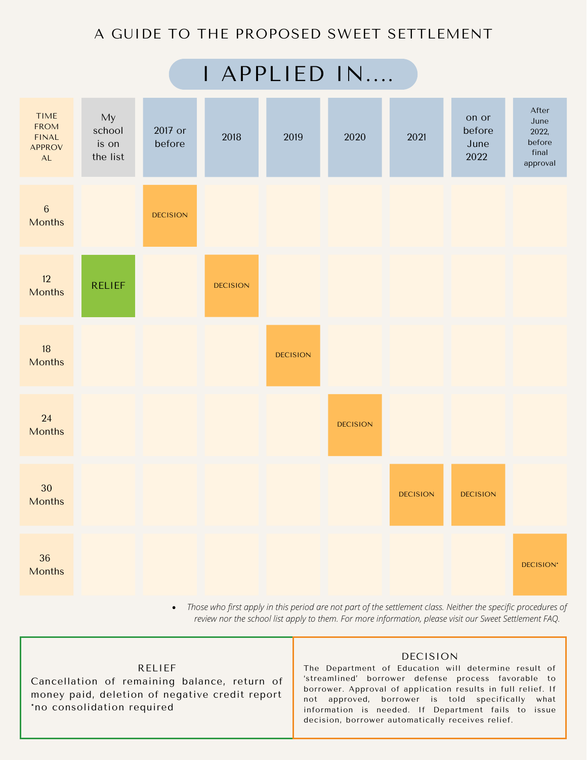# A GUIDE TO THE PROPOSED SWEET SETTLEMENT

## I APPLIED IN....

| TIME FROM FINAL APPROVAL | My school is on the list | 2017 or before | 2018 | 2019 | 2020 | 2021 | on or before June 2022 | After June 2022, before final approval |
|---|---|---|---|---|---|---|---|---|
| 6 Months | | DECISION | | | | | | |
| 12 Months | RELIEF | | DECISION | | | | | |
| 18 Months | | | | DECISION | | | | |
| 24 Months | | | | | DECISION | | | |
| 30 Months | | | | | | DECISION | DECISION | |
| 36 Months | | | | | | | | DECISION* |

- *Those who first apply in this period are not part of the settlement class. Neither the specific procedures of review nor the school list apply to them. For more information, please visit our Sweet Settlement FAQ.*

**RELIEF**

Cancellation of remaining balance, return of money paid, deletion of negative credit report
*no consolidation required

**DECISION**

The Department of Education will determine result of 'streamlined' borrower defense process favorable to borrower. Approval of application results in full relief. If not approved, borrower is told specifically what information is needed. If Department fails to issue decision, borrower automatically receives relief.